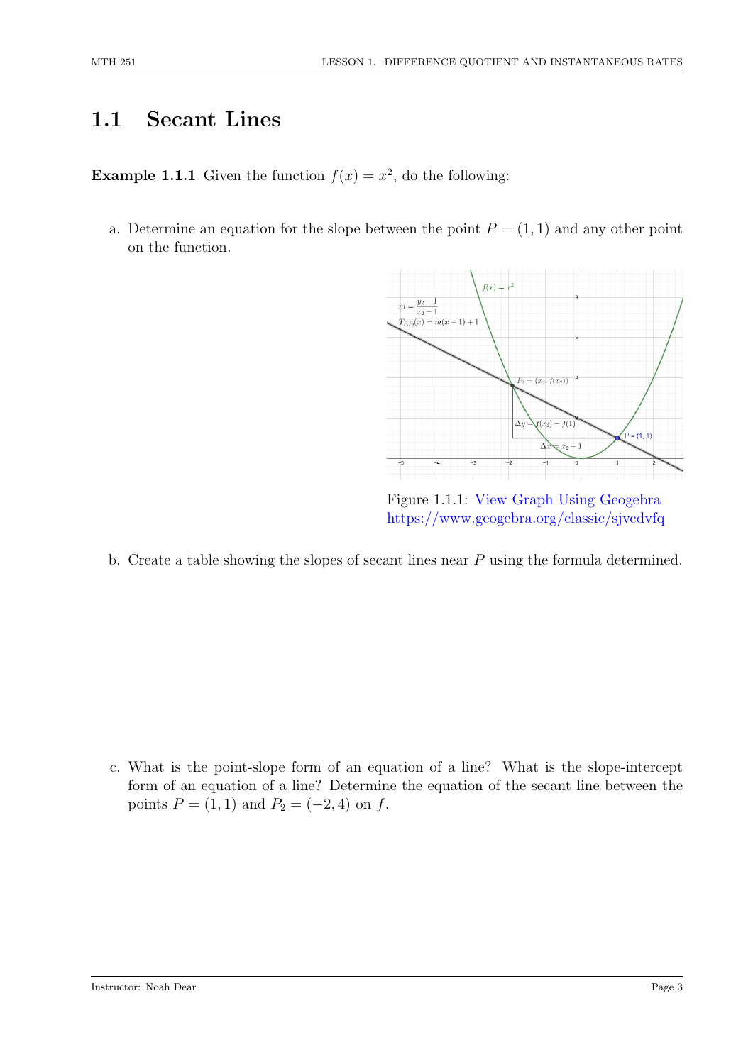## 1.1 Secant Lines

**Example 1.1.1** Given the function $f(x) = x^2$, do the following:

a. Determine an equation for the slope between the point $P = (1, 1)$ and any other point on the function.

Figure 1.1.1: View Graph Using Geogebra https://www.geogebra.org/classic/sjvcdvfq

b. Create a table showing the slopes of secant lines near $P$ using the formula determined.

c. What is the point-slope form of an equation of a line? What is the slope-intercept form of an equation of a line? Determine the equation of the secant line between the points $P = (1, 1)$ and $P_2 = (-2, 4)$ on $f$.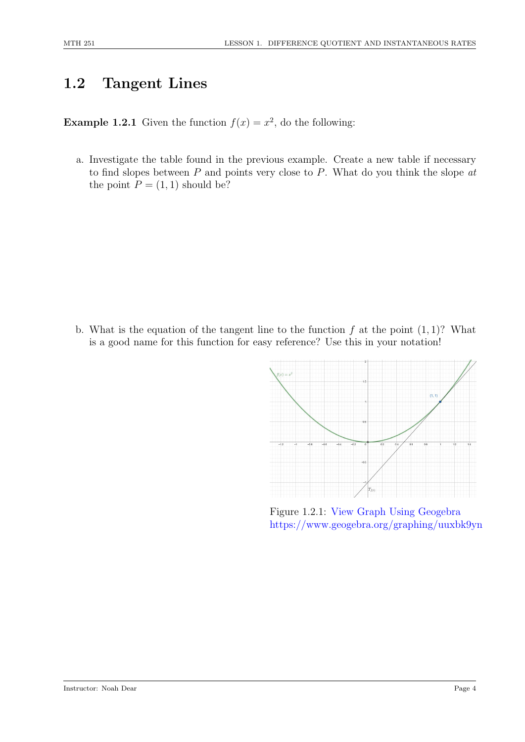## 1.2 Tangent Lines

**Example 1.2.1** Given the function $f(x) = x^2$, do the following:

a. Investigate the table found in the previous example. Create a new table if necessary to find slopes between $P$ and points very close to $P$. What do you think the slope *at* the point $P = (1, 1)$ should be?

b. What is the equation of the tangent line to the function $f$ at the point $(1, 1)$? What is a good name for this function for easy reference? Use this in your notation!

Figure 1.2.1: View Graph Using Geogebra https://www.geogebra.org/graphing/uuxbk9yn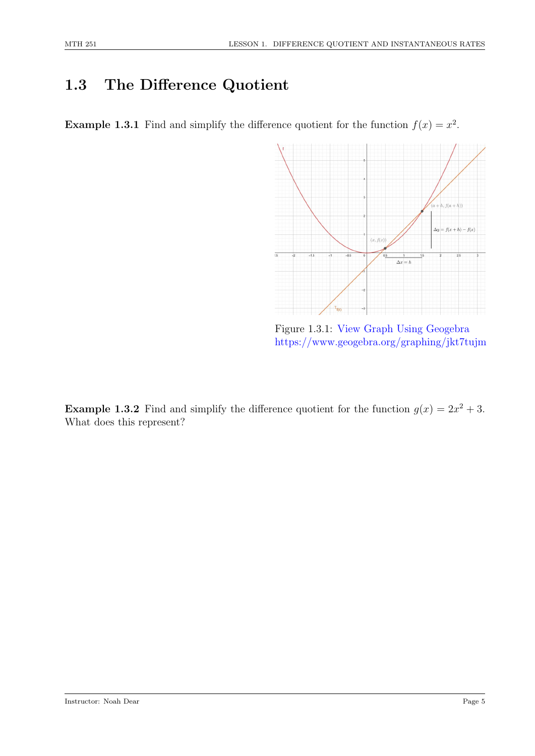## 1.3 The Difference Quotient

**Example 1.3.1** Find and simplify the difference quotient for the function $f(x) = x^2$.

Figure 1.3.1: View Graph Using Geogebra
https://www.geogebra.org/graphing/jkt7tujm

**Example 1.3.2** Find and simplify the difference quotient for the function $g(x) = 2x^2 + 3$. What does this represent?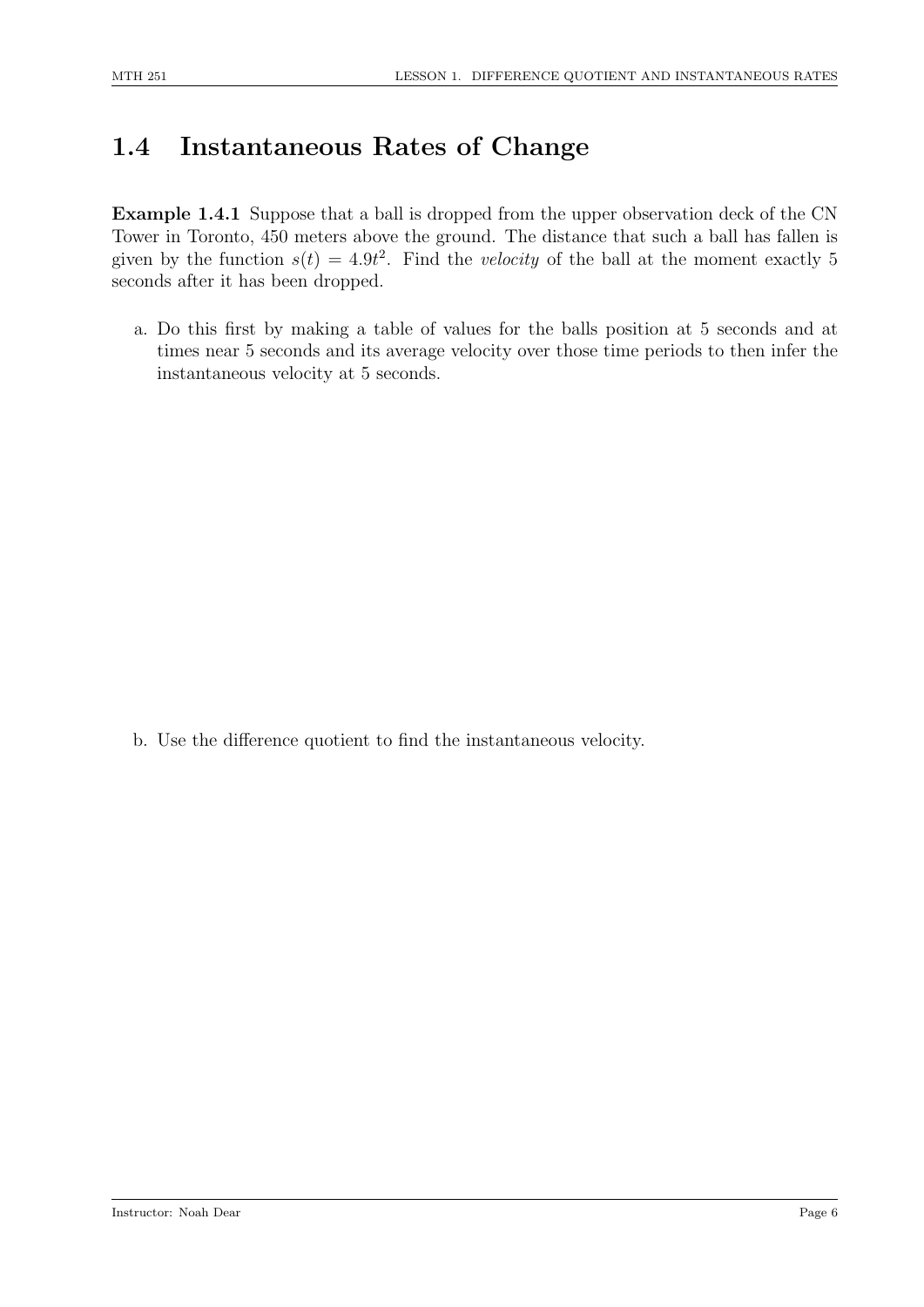## 1.4 Instantaneous Rates of Change

**Example 1.4.1** Suppose that a ball is dropped from the upper observation deck of the CN Tower in Toronto, 450 meters above the ground. The distance that such a ball has fallen is given by the function $s(t) = 4.9t^2$. Find the *velocity* of the ball at the moment exactly 5 seconds after it has been dropped.

a. Do this first by making a table of values for the balls position at 5 seconds and at times near 5 seconds and its average velocity over those time periods to then infer the instantaneous velocity at 5 seconds.

b. Use the difference quotient to find the instantaneous velocity.